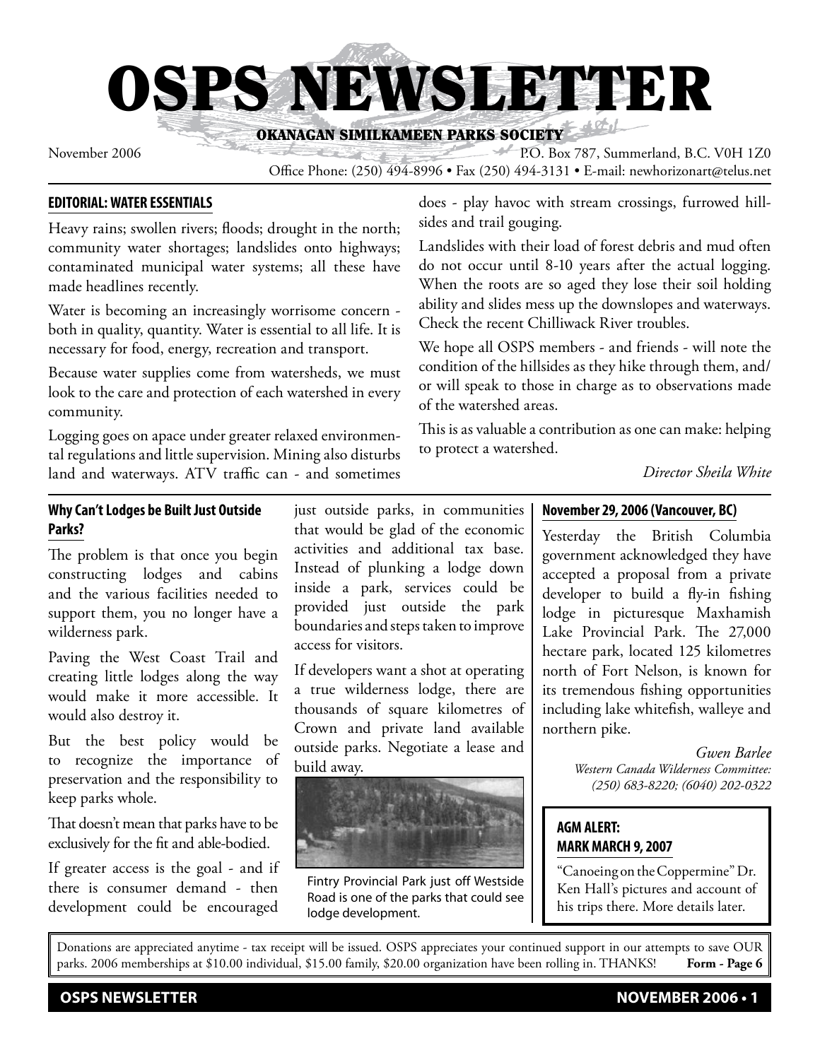# OSPS NEWSLETTER

OKANAGAN SIMILKAMEEN PARKS SOCIETY

November 2006

P.O. Box 787, Summerland, B.C. V0H 1Z0

Office Phone: (250) 494-8996 • Fax (250) 494-3131 • E-mail: newhorizonart@telus.net

## EDITORIAL: WATER ESSENTIALS

Heavy rains; swollen rivers; floods; drought in the north; community water shortages; landslides onto highways; contaminated municipal water systems; all these have made headlines recently.

Water is becoming an increasingly worrisome concern - both in quality, quantity. Water is essential to all life. It is necessary for food, energy, recreation and transport.

Because water supplies come from watersheds, we must look to the care and protection of each watershed in every community.

Logging goes on apace under greater relaxed environmental regulations and little supervision. Mining also disturbs land and waterways. ATV traffic can - and sometimes does - play havoc with stream crossings, furrowed hillsides and trail gouging.

Landslides with their load of forest debris and mud often do not occur until 8-10 years after the actual logging. When the roots are so aged they lose their soil holding ability and slides mess up the downslopes and waterways. Check the recent Chilliwack River troubles.

We hope all OSPS members - and friends - will note the condition of the hillsides as they hike through them, and/or will speak to those in charge as to observations made of the watershed areas.

This is as valuable a contribution as one can make: helping to protect a watershed.

*Director Sheila White*

## Why Can't Lodges be Built Just Outside Parks?

The problem is that once you begin constructing lodges and cabins and the various facilities needed to support them, you no longer have a wilderness park.

Paving the West Coast Trail and creating little lodges along the way would make it more accessible. It would also destroy it.

But the best policy would be to recognize the importance of preservation and the responsibility to keep parks whole.

That doesn't mean that parks have to be exclusively for the fit and able-bodied.

If greater access is the goal - and if there is consumer demand - then development could be encouraged just outside parks, in communities that would be glad of the economic activities and additional tax base. Instead of plunking a lodge down inside a park, services could be provided just outside the park boundaries and steps taken to improve access for visitors.

If developers want a shot at operating a true wilderness lodge, there are thousands of square kilometres of Crown and private land available outside parks. Negotiate a lease and build away.

Fintry Provincial Park just off Westside Road is one of the parks that could see lodge development.

## November 29, 2006 (Vancouver, BC)

Yesterday the British Columbia government acknowledged they have accepted a proposal from a private developer to build a fly-in fishing lodge in picturesque Maxhamish Lake Provincial Park. The 27,000 hectare park, located 125 kilometres north of Fort Nelson, is known for its tremendous fishing opportunities including lake whitefish, walleye and northern pike.

*Gwen Barlee*
*Western Canada Wilderness Committee: (250) 683-8220; (6040) 202-0322*

## AGM ALERT: MARK MARCH 9, 2007

"Canoeing on the Coppermine" Dr. Ken Hall's pictures and account of his trips there. More details later.

Donations are appreciated anytime - tax receipt will be issued. OSPS appreciates your continued support in our attempts to save OUR parks. 2006 memberships at $10.00 individual, $15.00 family, $20.00 organization have been rolling in. THANKS! **Form - Page 6**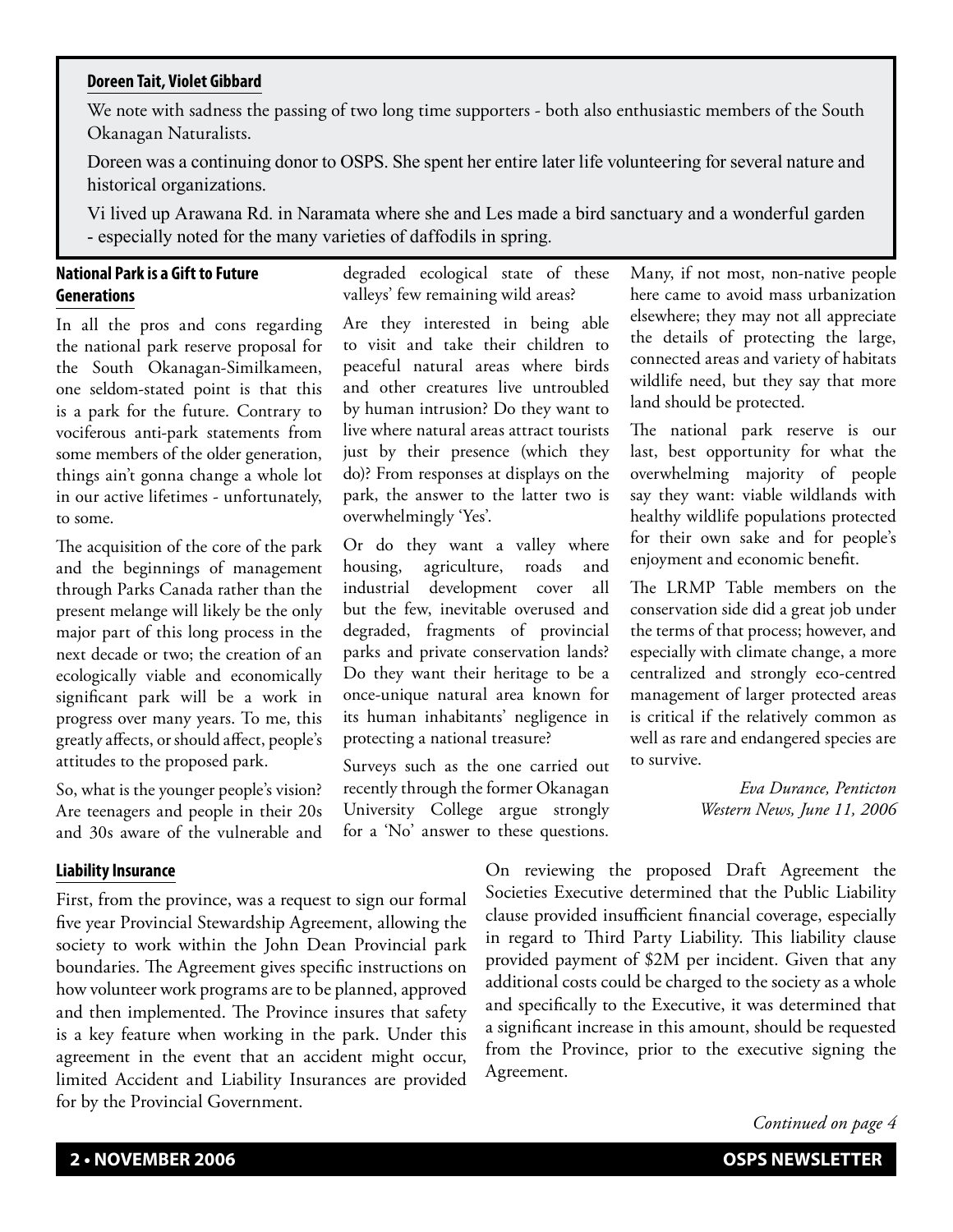## Doreen Tait, Violet Gibbard

We note with sadness the passing of two long time supporters - both also enthusiastic members of the South Okanagan Naturalists.

Doreen was a continuing donor to OSPS. She spent her entire later life volunteering for several nature and historical organizations.

Vi lived up Arawana Rd. in Naramata where she and Les made a bird sanctuary and a wonderful garden - especially noted for the many varieties of daffodils in spring.

## National Park is a Gift to Future Generations

In all the pros and cons regarding the national park reserve proposal for the South Okanagan-Similkameen, one seldom-stated point is that this is a park for the future. Contrary to vociferous anti-park statements from some members of the older generation, things ain't gonna change a whole lot in our active lifetimes - unfortunately, to some.

The acquisition of the core of the park and the beginnings of management through Parks Canada rather than the present melange will likely be the only major part of this long process in the next decade or two; the creation of an ecologically viable and economically significant park will be a work in progress over many years. To me, this greatly affects, or should affect, people's attitudes to the proposed park.

So, what is the younger people's vision? Are teenagers and people in their 20s and 30s aware of the vulnerable and degraded ecological state of these valleys' few remaining wild areas?

Are they interested in being able to visit and take their children to peaceful natural areas where birds and other creatures live untroubled by human intrusion? Do they want to live where natural areas attract tourists just by their presence (which they do)? From responses at displays on the park, the answer to the latter two is overwhelmingly 'Yes'.

Or do they want a valley where housing, agriculture, roads and industrial development cover all but the few, inevitable overused and degraded, fragments of provincial parks and private conservation lands? Do they want their heritage to be a once-unique natural area known for its human inhabitants' negligence in protecting a national treasure?

Surveys such as the one carried out recently through the former Okanagan University College argue strongly for a 'No' answer to these questions. Many, if not most, non-native people here came to avoid mass urbanization elsewhere; they may not all appreciate the details of protecting the large, connected areas and variety of habitats wildlife need, but they say that more land should be protected.

The national park reserve is our last, best opportunity for what the overwhelming majority of people say they want: viable wildlands with healthy wildlife populations protected for their own sake and for people's enjoyment and economic benefit.

The LRMP Table members on the conservation side did a great job under the terms of that process; however, and especially with climate change, a more centralized and strongly eco-centred management of larger protected areas is critical if the relatively common as well as rare and endangered species are to survive.

*Eva Durance, Penticton*
*Western News, June 11, 2006*

## Liability Insurance

First, from the province, was a request to sign our formal five year Provincial Stewardship Agreement, allowing the society to work within the John Dean Provincial park boundaries. The Agreement gives specific instructions on how volunteer work programs are to be planned, approved and then implemented. The Province insures that safety is a key feature when working in the park. Under this agreement in the event that an accident might occur, limited Accident and Liability Insurances are provided for by the Provincial Government.

On reviewing the proposed Draft Agreement the Societies Executive determined that the Public Liability clause provided insufficient financial coverage, especially in regard to Third Party Liability. This liability clause provided payment of $2M per incident. Given that any additional costs could be charged to the society as a whole and specifically to the Executive, it was determined that a significant increase in this amount, should be requested from the Province, prior to the executive signing the Agreement.

*Continued on page 4*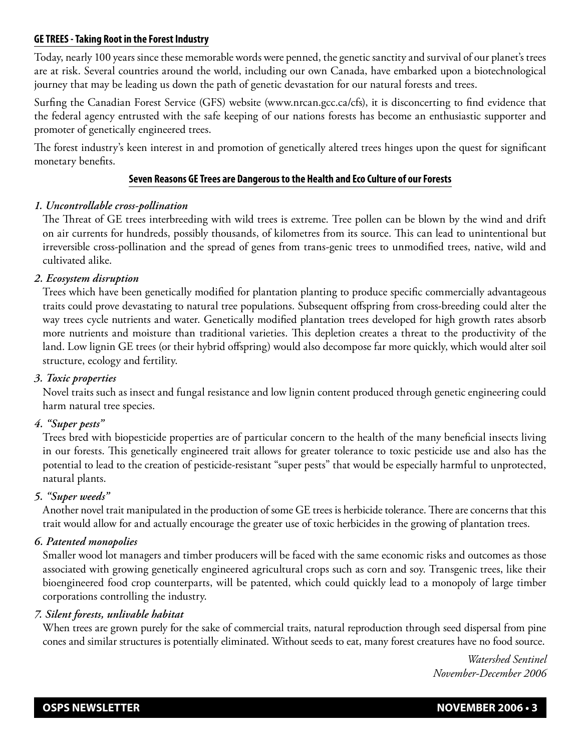## GE TREES - Taking Root in the Forest Industry

Today, nearly 100 years since these memorable words were penned, the genetic sanctity and survival of our planet's trees are at risk. Several countries around the world, including our own Canada, have embarked upon a biotechnological journey that may be leading us down the path of genetic devastation for our natural forests and trees.

Surfing the Canadian Forest Service (GFS) website (www.nrcan.gcc.ca/cfs), it is disconcerting to find evidence that the federal agency entrusted with the safe keeping of our nations forests has become an enthusiastic supporter and promoter of genetically engineered trees.

The forest industry's keen interest in and promotion of genetically altered trees hinges upon the quest for significant monetary benefits.

### Seven Reasons GE Trees are Dangerous to the Health and Eco Culture of our Forests

***1. Uncontrollable cross-pollination***

The Threat of GE trees interbreeding with wild trees is extreme. Tree pollen can be blown by the wind and drift on air currents for hundreds, possibly thousands, of kilometres from its source. This can lead to unintentional but irreversible cross-pollination and the spread of genes from trans-genic trees to unmodified trees, native, wild and cultivated alike.

***2. Ecosystem disruption***

Trees which have been genetically modified for plantation planting to produce specific commercially advantageous traits could prove devastating to natural tree populations. Subsequent offspring from cross-breeding could alter the way trees cycle nutrients and water. Genetically modified plantation trees developed for high growth rates absorb more nutrients and moisture than traditional varieties. This depletion creates a threat to the productivity of the land. Low lignin GE trees (or their hybrid offspring) would also decompose far more quickly, which would alter soil structure, ecology and fertility.

***3. Toxic properties***

Novel traits such as insect and fungal resistance and low lignin content produced through genetic engineering could harm natural tree species.

***4. "Super pests"***

Trees bred with biopesticide properties are of particular concern to the health of the many beneficial insects living in our forests. This genetically engineered trait allows for greater tolerance to toxic pesticide use and also has the potential to lead to the creation of pesticide-resistant "super pests" that would be especially harmful to unprotected, natural plants.

***5. "Super weeds"***

Another novel trait manipulated in the production of some GE trees is herbicide tolerance. There are concerns that this trait would allow for and actually encourage the greater use of toxic herbicides in the growing of plantation trees.

***6. Patented monopolies***

Smaller wood lot managers and timber producers will be faced with the same economic risks and outcomes as those associated with growing genetically engineered agricultural crops such as corn and soy. Transgenic trees, like their bioengineered food crop counterparts, will be patented, which could quickly lead to a monopoly of large timber corporations controlling the industry.

***7. Silent forests, unlivable habitat***

When trees are grown purely for the sake of commercial traits, natural reproduction through seed dispersal from pine cones and similar structures is potentially eliminated. Without seeds to eat, many forest creatures have no food source.

*Watershed Sentinel*
*November-December 2006*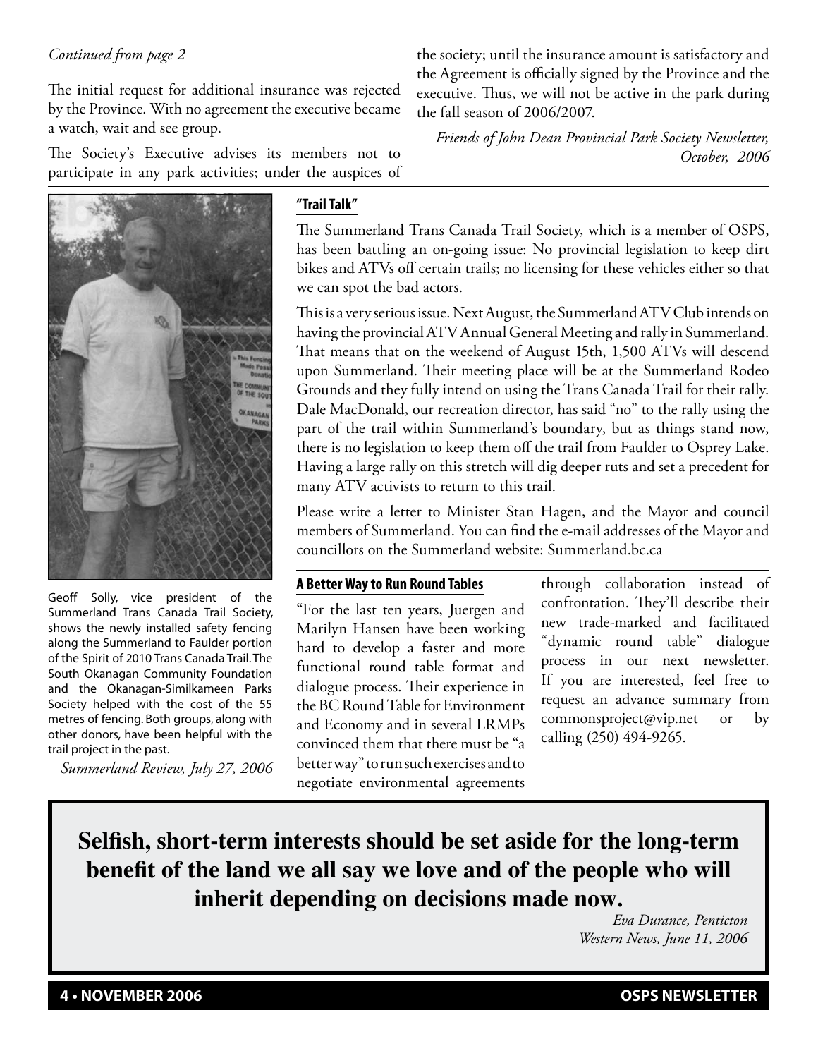*Continued from page 2*

The initial request for additional insurance was rejected by the Province. With no agreement the executive became a watch, wait and see group.

The Society's Executive advises its members not to participate in any park activities; under the auspices of the society; until the insurance amount is satisfactory and the Agreement is officially signed by the Province and the executive. Thus, we will not be active in the park during the fall season of 2006/2007.

*Friends of John Dean Provincial Park Society Newsletter, October, 2006*

---

Geoff Solly, vice president of the Summerland Trans Canada Trail Society, shows the newly installed safety fencing along the Summerland to Faulder portion of the Spirit of 2010 Trans Canada Trail. The South Okanagan Community Foundation and the Okanagan-Similkameen Parks Society helped with the cost of the 55 metres of fencing. Both groups, along with other donors, have been helpful with the trail project in the past.

*Summerland Review, July 27, 2006*

## "Trail Talk"

The Summerland Trans Canada Trail Society, which is a member of OSPS, has been battling an on-going issue: No provincial legislation to keep dirt bikes and ATVs off certain trails; no licensing for these vehicles either so that we can spot the bad actors.

This is a very serious issue. Next August, the Summerland ATV Club intends on having the provincial ATV Annual General Meeting and rally in Summerland. That means that on the weekend of August 15th, 1,500 ATVs will descend upon Summerland. Their meeting place will be at the Summerland Rodeo Grounds and they fully intend on using the Trans Canada Trail for their rally. Dale MacDonald, our recreation director, has said "no" to the rally using the part of the trail within Summerland's boundary, but as things stand now, there is no legislation to keep them off the trail from Faulder to Osprey Lake. Having a large rally on this stretch will dig deeper ruts and set a precedent for many ATV activists to return to this trail.

Please write a letter to Minister Stan Hagen, and the Mayor and council members of Summerland. You can find the e-mail addresses of the Mayor and councillors on the Summerland website: Summerland.bc.ca

## A Better Way to Run Round Tables

"For the last ten years, Juergen and Marilyn Hansen have been working hard to develop a faster and more functional round table format and dialogue process. Their experience in the BC Round Table for Environment and Economy and in several LRMPs convinced them that there must be "a better way" to run such exercises and to negotiate environmental agreements through collaboration instead of confrontation. They'll describe their new trade-marked and facilitated "dynamic round table" dialogue process in our next newsletter. If you are interested, feel free to request an advance summary from commonsproject@vip.net or by calling (250) 494-9265.

---

**Selfish, short-term interests should be set aside for the long-term benefit of the land we all say we love and of the people who will inherit depending on decisions made now.**

*Eva Durance, Penticton*
*Western News, June 11, 2006*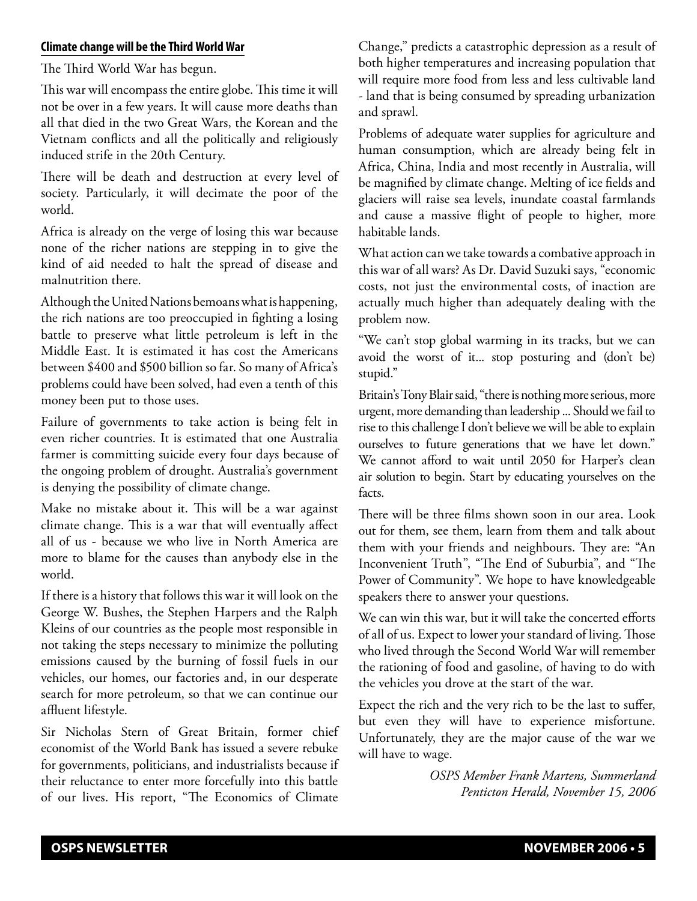## Climate change will be the Third World War

The Third World War has begun.

This war will encompass the entire globe. This time it will not be over in a few years. It will cause more deaths than all that died in the two Great Wars, the Korean and the Vietnam conflicts and all the politically and religiously induced strife in the 20th Century.

There will be death and destruction at every level of society. Particularly, it will decimate the poor of the world.

Africa is already on the verge of losing this war because none of the richer nations are stepping in to give the kind of aid needed to halt the spread of disease and malnutrition there.

Although the United Nations bemoans what is happening, the rich nations are too preoccupied in fighting a losing battle to preserve what little petroleum is left in the Middle East. It is estimated it has cost the Americans between $400 and $500 billion so far. So many of Africa's problems could have been solved, had even a tenth of this money been put to those uses.

Failure of governments to take action is being felt in even richer countries. It is estimated that one Australia farmer is committing suicide every four days because of the ongoing problem of drought. Australia's government is denying the possibility of climate change.

Make no mistake about it. This will be a war against climate change. This is a war that will eventually affect all of us - because we who live in North America are more to blame for the causes than anybody else in the world.

If there is a history that follows this war it will look on the George W. Bushes, the Stephen Harpers and the Ralph Kleins of our countries as the people most responsible in not taking the steps necessary to minimize the polluting emissions caused by the burning of fossil fuels in our vehicles, our homes, our factories and, in our desperate search for more petroleum, so that we can continue our affluent lifestyle.

Sir Nicholas Stern of Great Britain, former chief economist of the World Bank has issued a severe rebuke for governments, politicians, and industrialists because if their reluctance to enter more forcefully into this battle of our lives. His report, "The Economics of Climate Change," predicts a catastrophic depression as a result of both higher temperatures and increasing population that will require more food from less and less cultivable land - land that is being consumed by spreading urbanization and sprawl.

Problems of adequate water supplies for agriculture and human consumption, which are already being felt in Africa, China, India and most recently in Australia, will be magnified by climate change. Melting of ice fields and glaciers will raise sea levels, inundate coastal farmlands and cause a massive flight of people to higher, more habitable lands.

What action can we take towards a combative approach in this war of all wars? As Dr. David Suzuki says, "economic costs, not just the environmental costs, of inaction are actually much higher than adequately dealing with the problem now.

"We can't stop global warming in its tracks, but we can avoid the worst of it... stop posturing and (don't be) stupid."

Britain's Tony Blair said, "there is nothing more serious, more urgent, more demanding than leadership ... Should we fail to rise to this challenge I don't believe we will be able to explain ourselves to future generations that we have let down." We cannot afford to wait until 2050 for Harper's clean air solution to begin. Start by educating yourselves on the facts.

There will be three films shown soon in our area. Look out for them, see them, learn from them and talk about them with your friends and neighbours. They are: "An Inconvenient Truth", "The End of Suburbia", and "The Power of Community". We hope to have knowledgeable speakers there to answer your questions.

We can win this war, but it will take the concerted efforts of all of us. Expect to lower your standard of living. Those who lived through the Second World War will remember the rationing of food and gasoline, of having to do with the vehicles you drove at the start of the war.

Expect the rich and the very rich to be the last to suffer, but even they will have to experience misfortune. Unfortunately, they are the major cause of the war we will have to wage.

*OSPS Member Frank Martens, Summerland*
*Penticton Herald, November 15, 2006*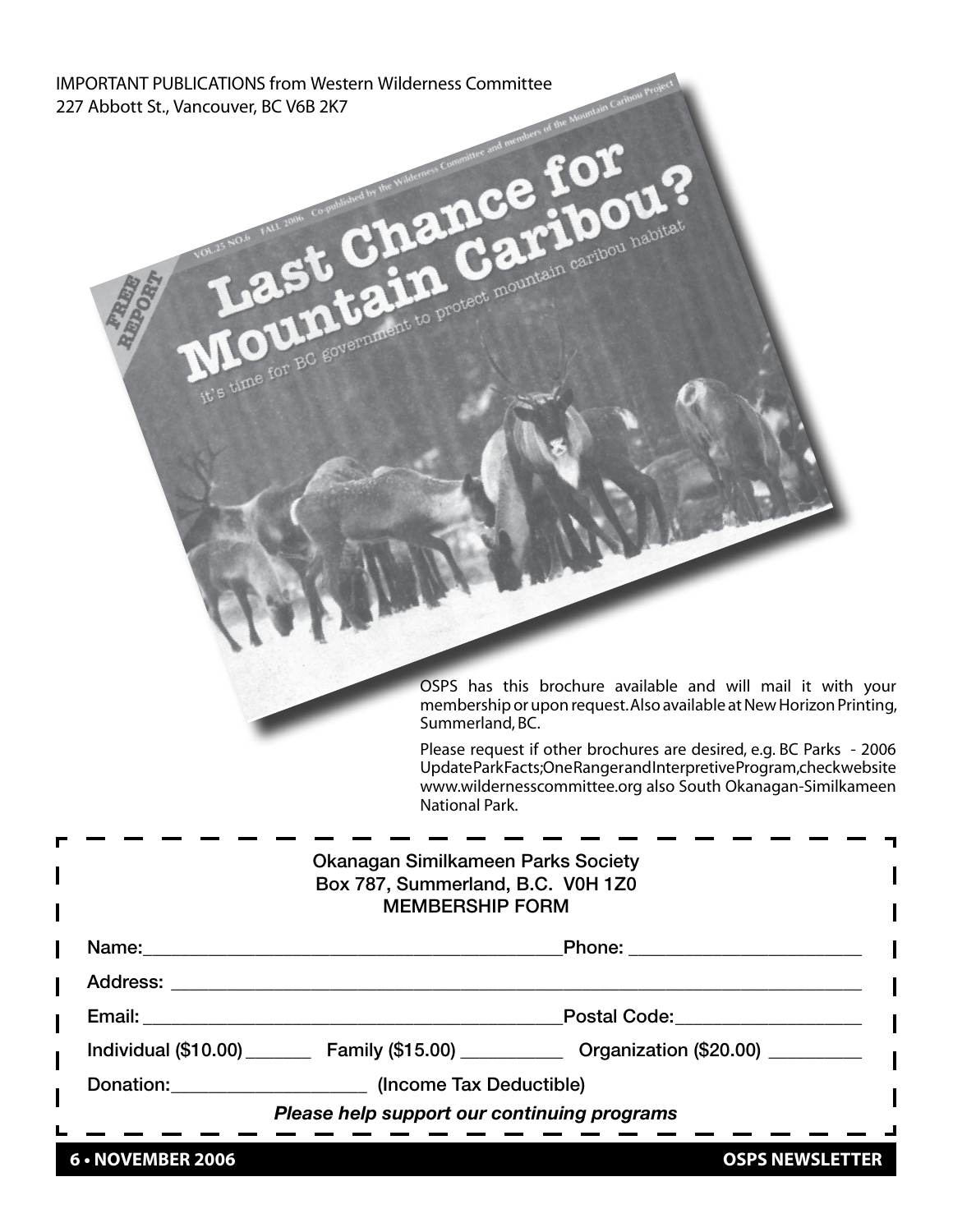IMPORTANT PUBLICATIONS from Western Wilderness Committee
227 Abbott St., Vancouver, BC V6B 2K7

OSPS has this brochure available and will mail it with your membership or upon request. Also available at New Horizon Printing, Summerland, BC.

Please request if other brochures are desired, e.g. BC Parks - 2006 Update Park Facts; One Ranger and Interpretive Program, check website www.wildernesscommittee.org also South Okanagan-Similkameen National Park.

Okanagan Similkameen Parks Society
Box 787, Summerland, B.C. V0H 1Z0
MEMBERSHIP FORM

Name:_______________________________ Phone: ____________________

Address: ________________________________________________________

Email: _______________________________ Postal Code:________________

Individual ($10.00) _______ Family ($15.00) __________ Organization ($20.00) _________

Donation:____________________ (Income Tax Deductible)

***Please help support our continuing programs***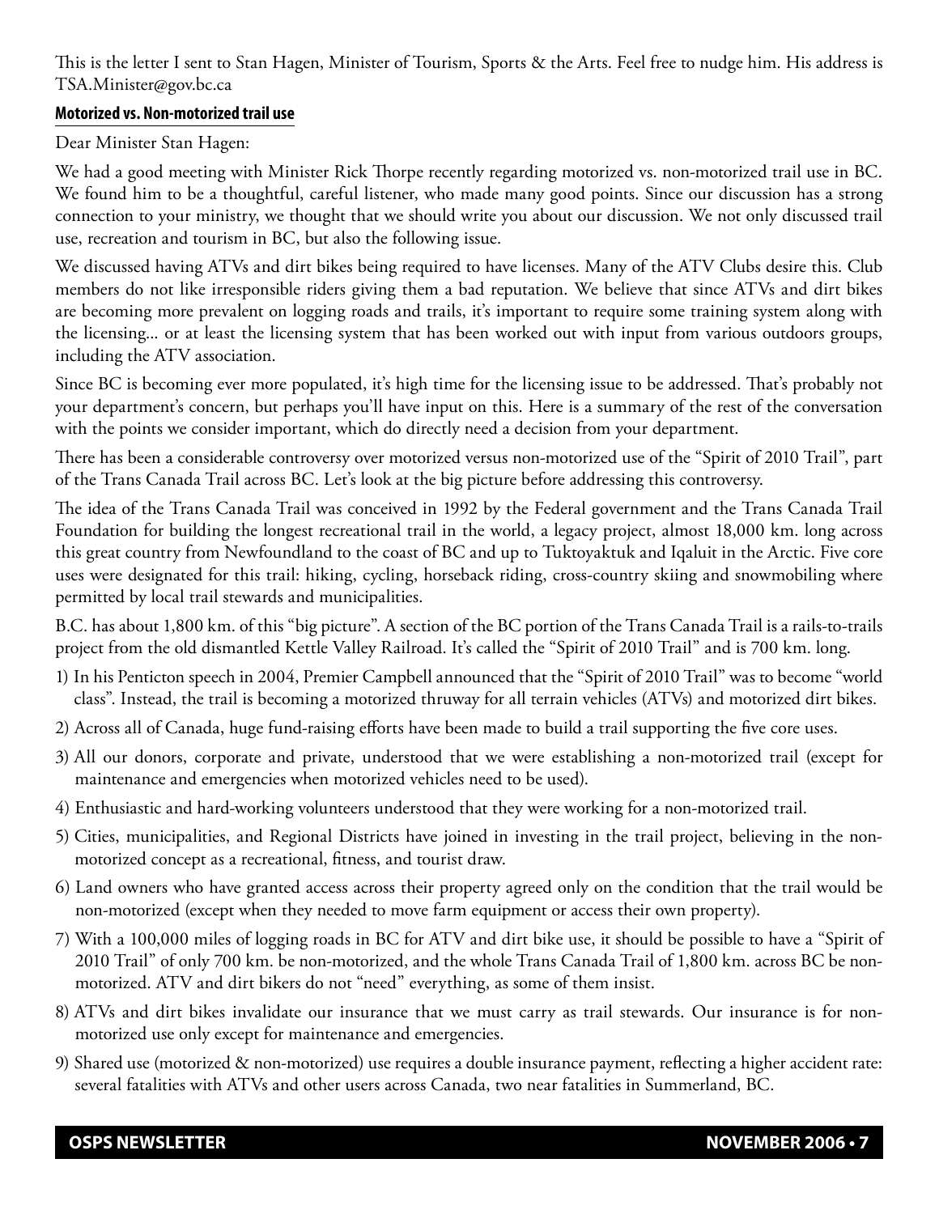This is the letter I sent to Stan Hagen, Minister of Tourism, Sports & the Arts. Feel free to nudge him. His address is TSA.Minister@gov.bc.ca

**Motorized vs. Non-motorized trail use**

Dear Minister Stan Hagen:

We had a good meeting with Minister Rick Thorpe recently regarding motorized vs. non-motorized trail use in BC. We found him to be a thoughtful, careful listener, who made many good points. Since our discussion has a strong connection to your ministry, we thought that we should write you about our discussion. We not only discussed trail use, recreation and tourism in BC, but also the following issue.

We discussed having ATVs and dirt bikes being required to have licenses. Many of the ATV Clubs desire this. Club members do not like irresponsible riders giving them a bad reputation. We believe that since ATVs and dirt bikes are becoming more prevalent on logging roads and trails, it's important to require some training system along with the licensing... or at least the licensing system that has been worked out with input from various outdoors groups, including the ATV association.

Since BC is becoming ever more populated, it's high time for the licensing issue to be addressed. That's probably not your department's concern, but perhaps you'll have input on this. Here is a summary of the rest of the conversation with the points we consider important, which do directly need a decision from your department.

There has been a considerable controversy over motorized versus non-motorized use of the "Spirit of 2010 Trail", part of the Trans Canada Trail across BC. Let's look at the big picture before addressing this controversy.

The idea of the Trans Canada Trail was conceived in 1992 by the Federal government and the Trans Canada Trail Foundation for building the longest recreational trail in the world, a legacy project, almost 18,000 km. long across this great country from Newfoundland to the coast of BC and up to Tuktoyaktuk and Iqaluit in the Arctic. Five core uses were designated for this trail: hiking, cycling, horseback riding, cross-country skiing and snowmobiling where permitted by local trail stewards and municipalities.

B.C. has about 1,800 km. of this "big picture". A section of the BC portion of the Trans Canada Trail is a rails-to-trails project from the old dismantled Kettle Valley Railroad. It's called the "Spirit of 2010 Trail" and is 700 km. long.

1) In his Penticton speech in 2004, Premier Campbell announced that the "Spirit of 2010 Trail" was to become "world class". Instead, the trail is becoming a motorized thruway for all terrain vehicles (ATVs) and motorized dirt bikes.
2) Across all of Canada, huge fund-raising efforts have been made to build a trail supporting the five core uses.
3) All our donors, corporate and private, understood that we were establishing a non-motorized trail (except for maintenance and emergencies when motorized vehicles need to be used).
4) Enthusiastic and hard-working volunteers understood that they were working for a non-motorized trail.
5) Cities, municipalities, and Regional Districts have joined in investing in the trail project, believing in the non-motorized concept as a recreational, fitness, and tourist draw.
6) Land owners who have granted access across their property agreed only on the condition that the trail would be non-motorized (except when they needed to move farm equipment or access their own property).
7) With a 100,000 miles of logging roads in BC for ATV and dirt bike use, it should be possible to have a "Spirit of 2010 Trail" of only 700 km. be non-motorized, and the whole Trans Canada Trail of 1,800 km. across BC be non-motorized. ATV and dirt bikers do not "need" everything, as some of them insist.
8) ATVs and dirt bikes invalidate our insurance that we must carry as trail stewards. Our insurance is for non-motorized use only except for maintenance and emergencies.
9) Shared use (motorized & non-motorized) use requires a double insurance payment, reflecting a higher accident rate: several fatalities with ATVs and other users across Canada, two near fatalities in Summerland, BC.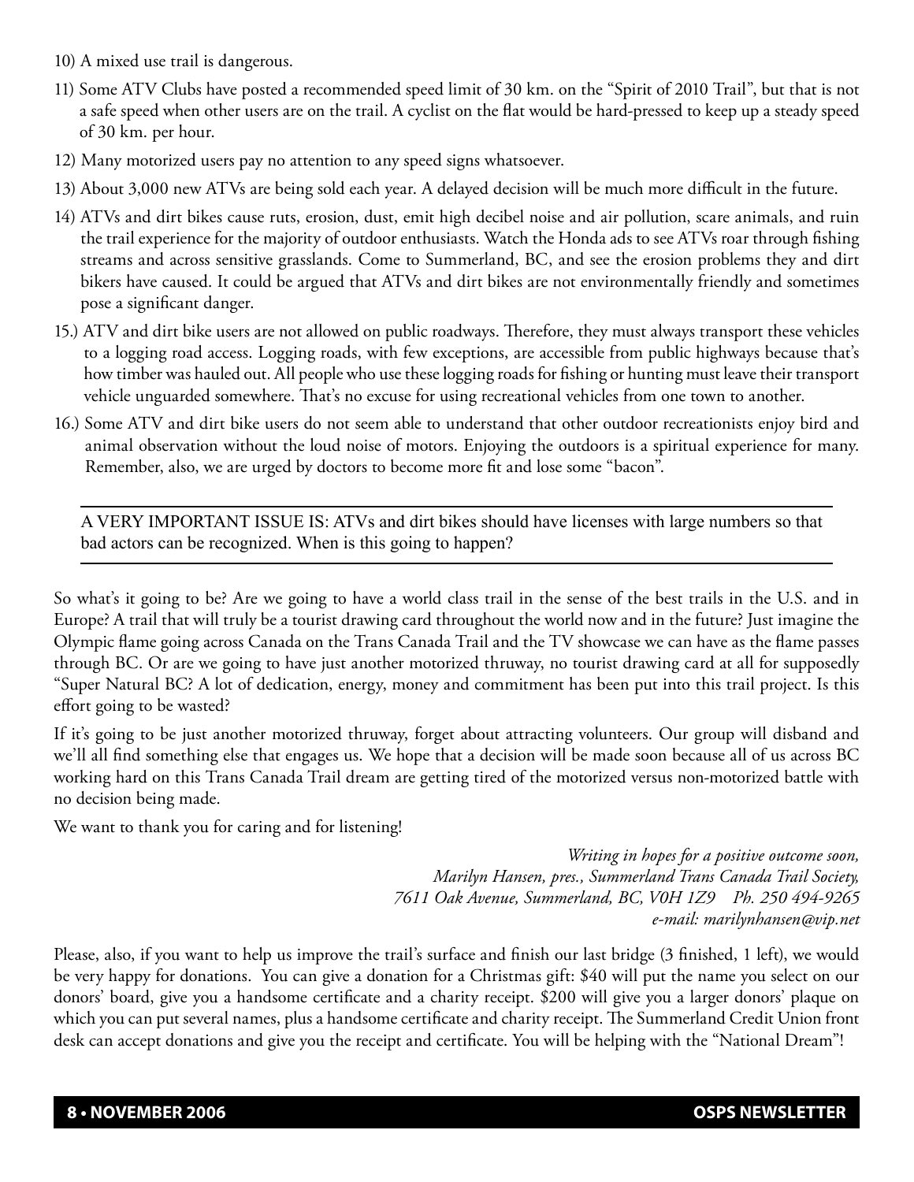10) A mixed use trail is dangerous.

11) Some ATV Clubs have posted a recommended speed limit of 30 km. on the "Spirit of 2010 Trail", but that is not a safe speed when other users are on the trail. A cyclist on the flat would be hard-pressed to keep up a steady speed of 30 km. per hour.

12) Many motorized users pay no attention to any speed signs whatsoever.

13) About 3,000 new ATVs are being sold each year. A delayed decision will be much more difficult in the future.

14) ATVs and dirt bikes cause ruts, erosion, dust, emit high decibel noise and air pollution, scare animals, and ruin the trail experience for the majority of outdoor enthusiasts. Watch the Honda ads to see ATVs roar through fishing streams and across sensitive grasslands. Come to Summerland, BC, and see the erosion problems they and dirt bikers have caused. It could be argued that ATVs and dirt bikes are not environmentally friendly and sometimes pose a significant danger.

15.) ATV and dirt bike users are not allowed on public roadways. Therefore, they must always transport these vehicles to a logging road access. Logging roads, with few exceptions, are accessible from public highways because that's how timber was hauled out. All people who use these logging roads for fishing or hunting must leave their transport vehicle unguarded somewhere. That's no excuse for using recreational vehicles from one town to another.

16.) Some ATV and dirt bike users do not seem able to understand that other outdoor recreationists enjoy bird and animal observation without the loud noise of motors. Enjoying the outdoors is a spiritual experience for many. Remember, also, we are urged by doctors to become more fit and lose some "bacon".

---

A VERY IMPORTANT ISSUE IS: ATVs and dirt bikes should have licenses with large numbers so that bad actors can be recognized. When is this going to happen?

---

So what's it going to be? Are we going to have a world class trail in the sense of the best trails in the U.S. and in Europe? A trail that will truly be a tourist drawing card throughout the world now and in the future? Just imagine the Olympic flame going across Canada on the Trans Canada Trail and the TV showcase we can have as the flame passes through BC. Or are we going to have just another motorized thruway, no tourist drawing card at all for supposedly "Super Natural BC? A lot of dedication, energy, money and commitment has been put into this trail project. Is this effort going to be wasted?

If it's going to be just another motorized thruway, forget about attracting volunteers. Our group will disband and we'll all find something else that engages us. We hope that a decision will be made soon because all of us across BC working hard on this Trans Canada Trail dream are getting tired of the motorized versus non-motorized battle with no decision being made.

We want to thank you for caring and for listening!

*Writing in hopes for a positive outcome soon,*
*Marilyn Hansen, pres., Summerland Trans Canada Trail Society,*
*7611 Oak Avenue, Summerland, BC, V0H 1Z9 Ph. 250 494-9265*
*e-mail: marilynhansen@vip.net*

Please, also, if you want to help us improve the trail's surface and finish our last bridge (3 finished, 1 left), we would be very happy for donations. You can give a donation for a Christmas gift: $40 will put the name you select on our donors' board, give you a handsome certificate and a charity receipt. $200 will give you a larger donors' plaque on which you can put several names, plus a handsome certificate and charity receipt. The Summerland Credit Union front desk can accept donations and give you the receipt and certificate. You will be helping with the "National Dream"!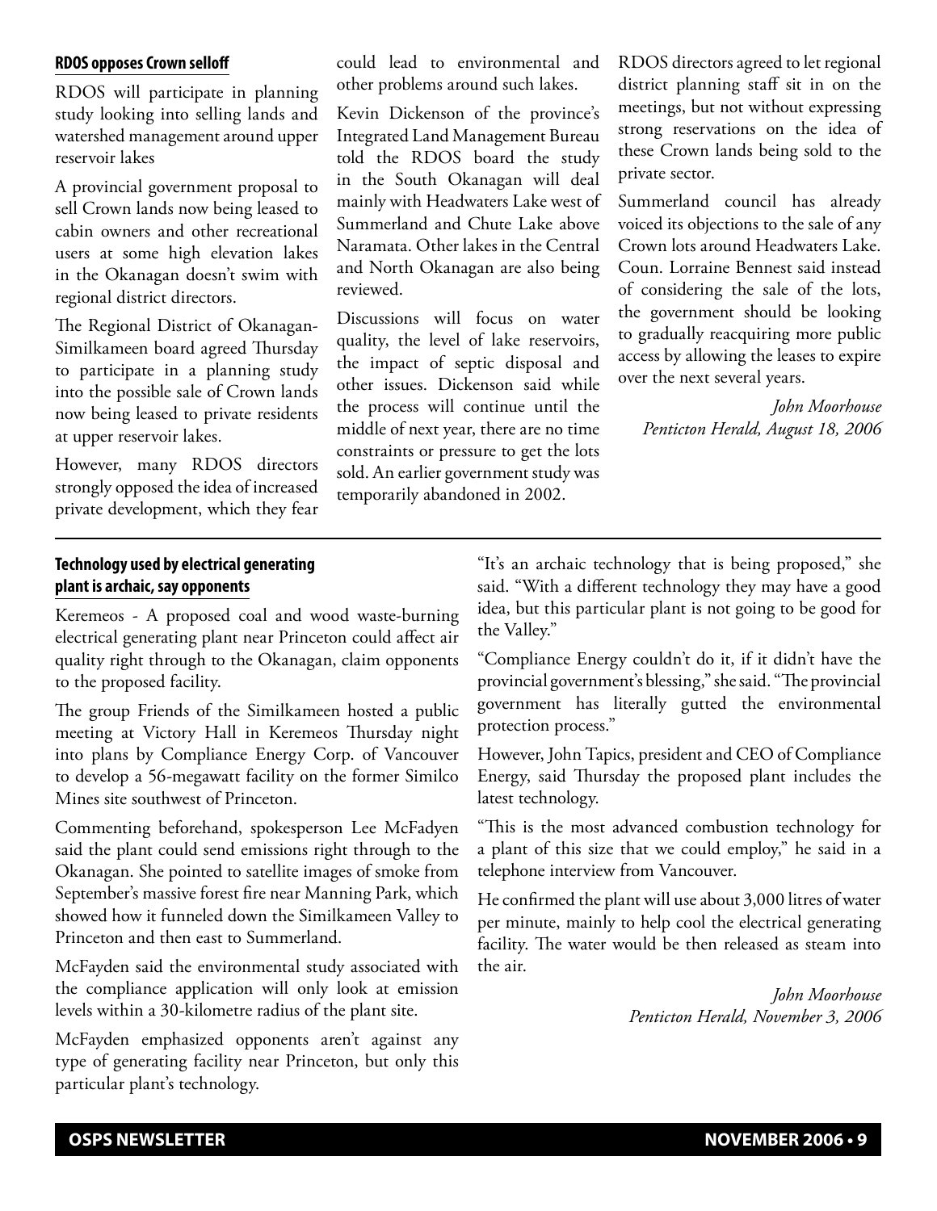### RDOS opposes Crown selloff

RDOS will participate in planning study looking into selling lands and watershed management around upper reservoir lakes

A provincial government proposal to sell Crown lands now being leased to cabin owners and other recreational users at some high elevation lakes in the Okanagan doesn't swim with regional district directors.

The Regional District of Okanagan-Similkameen board agreed Thursday to participate in a planning study into the possible sale of Crown lands now being leased to private residents at upper reservoir lakes.

However, many RDOS directors strongly opposed the idea of increased private development, which they fear could lead to environmental and other problems around such lakes.

Kevin Dickenson of the province's Integrated Land Management Bureau told the RDOS board the study in the South Okanagan will deal mainly with Headwaters Lake west of Summerland and Chute Lake above Naramata. Other lakes in the Central and North Okanagan are also being reviewed.

Discussions will focus on water quality, the level of lake reservoirs, the impact of septic disposal and other issues. Dickenson said while the process will continue until the middle of next year, there are no time constraints or pressure to get the lots sold. An earlier government study was temporarily abandoned in 2002.

RDOS directors agreed to let regional district planning staff sit in on the meetings, but not without expressing strong reservations on the idea of these Crown lands being sold to the private sector.

Summerland council has already voiced its objections to the sale of any Crown lots around Headwaters Lake. Coun. Lorraine Bennest said instead of considering the sale of the lots, the government should be looking to gradually reacquiring more public access by allowing the leases to expire over the next several years.

*John Moorhouse*
*Penticton Herald, August 18, 2006*

---

### Technology used by electrical generating plant is archaic, say opponents

Keremeos - A proposed coal and wood waste-burning electrical generating plant near Princeton could affect air quality right through to the Okanagan, claim opponents to the proposed facility.

The group Friends of the Similkameen hosted a public meeting at Victory Hall in Keremeos Thursday night into plans by Compliance Energy Corp. of Vancouver to develop a 56-megawatt facility on the former Similco Mines site southwest of Princeton.

Commenting beforehand, spokesperson Lee McFadyen said the plant could send emissions right through to the Okanagan. She pointed to satellite images of smoke from September's massive forest fire near Manning Park, which showed how it funneled down the Similkameen Valley to Princeton and then east to Summerland.

McFayden said the environmental study associated with the compliance application will only look at emission levels within a 30-kilometre radius of the plant site.

McFayden emphasized opponents aren't against any type of generating facility near Princeton, but only this particular plant's technology.

"It's an archaic technology that is being proposed," she said. "With a different technology they may have a good idea, but this particular plant is not going to be good for the Valley."

"Compliance Energy couldn't do it, if it didn't have the provincial government's blessing," she said. "The provincial government has literally gutted the environmental protection process."

However, John Tapics, president and CEO of Compliance Energy, said Thursday the proposed plant includes the latest technology.

"This is the most advanced combustion technology for a plant of this size that we could employ," he said in a telephone interview from Vancouver.

He confirmed the plant will use about 3,000 litres of water per minute, mainly to help cool the electrical generating facility. The water would be then released as steam into the air.

*John Moorhouse*
*Penticton Herald, November 3, 2006*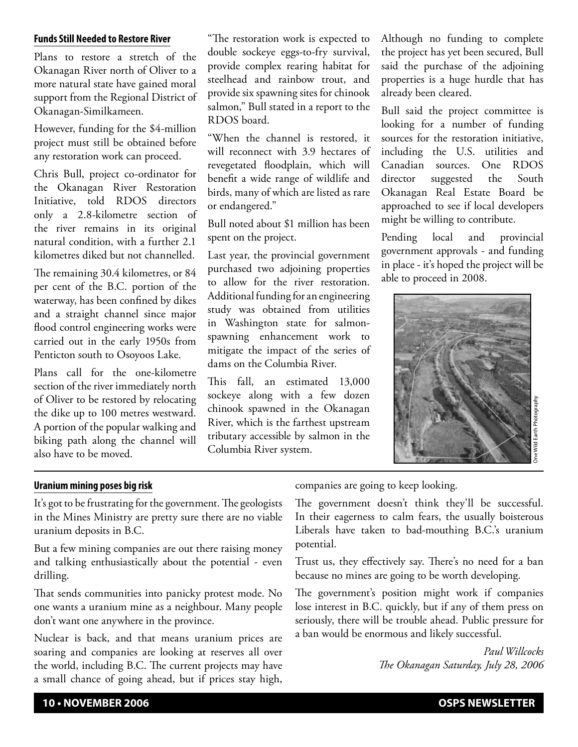### Funds Still Needed to Restore River

Plans to restore a stretch of the Okanagan River north of Oliver to a more natural state have gained moral support from the Regional District of Okanagan-Similkameen.

However, funding for the $4-million project must still be obtained before any restoration work can proceed.

Chris Bull, project co-ordinator for the Okanagan River Restoration Initiative, told RDOS directors only a 2.8-kilometre section of the river remains in its original natural condition, with a further 2.1 kilometres diked but not channelled.

The remaining 30.4 kilometres, or 84 per cent of the B.C. portion of the waterway, has been confined by dikes and a straight channel since major flood control engineering works were carried out in the early 1950s from Penticton south to Osoyoos Lake.

Plans call for the one-kilometre section of the river immediately north of Oliver to be restored by relocating the dike up to 100 metres westward. A portion of the popular walking and biking path along the channel will also have to be moved.

"The restoration work is expected to double sockeye eggs-to-fry survival, provide complex rearing habitat for steelhead and rainbow trout, and provide six spawning sites for chinook salmon," Bull stated in a report to the RDOS board.

"When the channel is restored, it will reconnect with 3.9 hectares of revegetated floodplain, which will benefit a wide range of wildlife and birds, many of which are listed as rare or endangered."

Bull noted about $1 million has been spent on the project.

Last year, the provincial government purchased two adjoining properties to allow for the river restoration. Additional funding for an engineering study was obtained from utilities in Washington state for salmon-spawning enhancement work to mitigate the impact of the series of dams on the Columbia River.

This fall, an estimated 13,000 sockeye along with a few dozen chinook spawned in the Okanagan River, which is the farthest upstream tributary accessible by salmon in the Columbia River system.

Although no funding to complete the project has yet been secured, Bull said the purchase of the adjoining properties is a huge hurdle that has already been cleared.

Bull said the project committee is looking for a number of funding sources for the restoration initiative, including the U.S. utilities and Canadian sources. One RDOS director suggested the South Okanagan Real Estate Board be approached to see if local developers might be willing to contribute.

Pending local and provincial government approvals - and funding in place - it's hoped the project will be able to proceed in 2008.

One Wild Earth Photography

### Uranium mining poses big risk

It's got to be frustrating for the government. The geologists in the Mines Ministry are pretty sure there are no viable uranium deposits in B.C.

But a few mining companies are out there raising money and talking enthusiastically about the potential - even drilling.

That sends communities into panicky protest mode. No one wants a uranium mine as a neighbour. Many people don't want one anywhere in the province.

Nuclear is back, and that means uranium prices are soaring and companies are looking at reserves all over the world, including B.C. The current projects may have a small chance of going ahead, but if prices stay high, companies are going to keep looking.

The government doesn't think they'll be successful. In their eagerness to calm fears, the usually boisterous Liberals have taken to bad-mouthing B.C.'s uranium potential.

Trust us, they effectively say. There's no need for a ban because no mines are going to be worth developing.

The government's position might work if companies lose interest in B.C. quickly, but if any of them press on seriously, there will be trouble ahead. Public pressure for a ban would be enormous and likely successful.

*Paul Willcocks*
*The Okanagan Saturday, July 28, 2006*